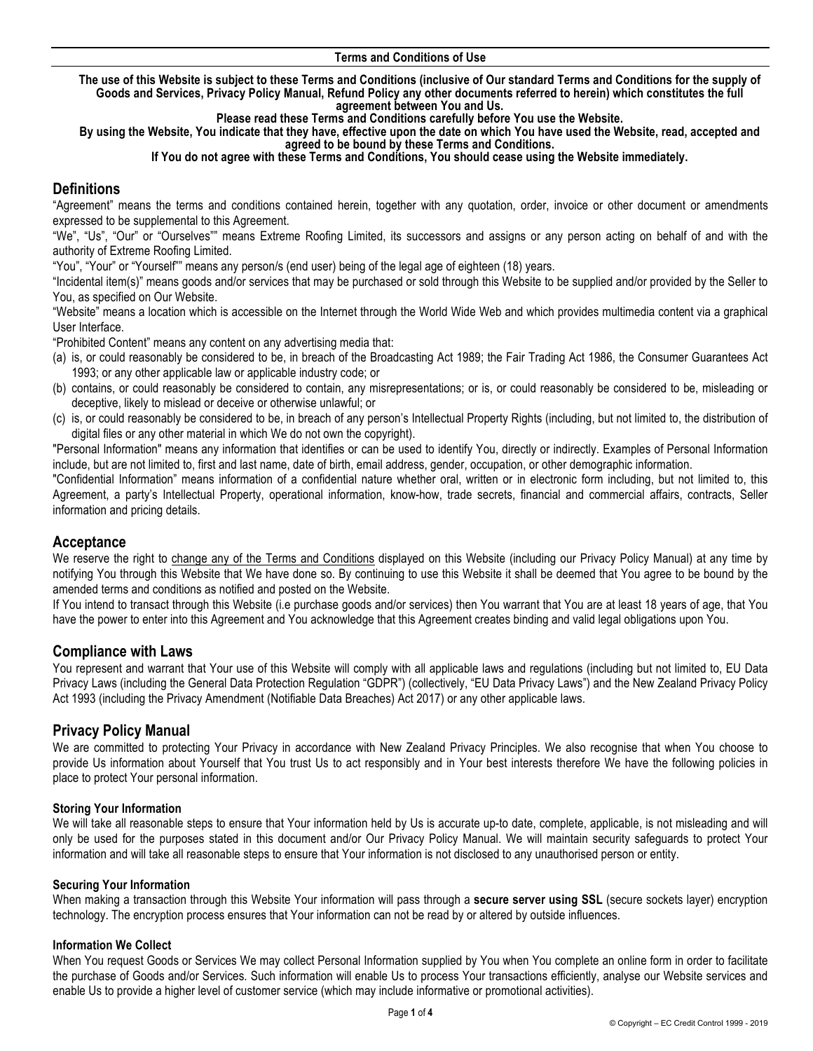**Terms and Conditions of Use**

**The use of this Website is subject to these Terms and Conditions (inclusive of Our standard Terms and Conditions for the supply of Goods and Services, Privacy Policy Manual, Refund Policy any other documents referred to herein) which constitutes the full agreement between You and Us.**

**Please read these Terms and Conditions carefully before You use the Website.**

**By using the Website, You indicate that they have, effective upon the date on which You have used the Website, read, accepted and agreed to be bound by these Terms and Conditions.**

**If You do not agree with these Terms and Conditions, You should cease using the Website immediately.**

## Definitions

"Agreement" means the terms and conditions contained herein, together with any quotation, order, invoice or other document or amendments expressed to be supplemental to this Agreement.

"We", "Us", "Our" or "Ourselves"" means Extreme Roofing Limited, its successors and assigns or any person acting on behalf of and with the authority of Extreme Roofing Limited.

"You", "Your" or "Yourself"" means any person/s (end user) being of the legal age of eighteen (18) years.

"Incidental item(s)" means goods and/or services that may be purchased or sold through this Website to be supplied and/or provided by the Seller to You, as specified on Our Website.

"Website" means a location which is accessible on the Internet through the World Wide Web and which provides multimedia content via a graphical User Interface.

"Prohibited Content" means any content on any advertising media that:

(a) is, or could reasonably be considered to be, in breach of the Broadcasting Act 1989; the Fair Trading Act 1986, the Consumer Guarantees Act 1993; or any other applicable law or applicable industry code; or
(b) contains, or could reasonably be considered to contain, any misrepresentations; or is, or could reasonably be considered to be, misleading or deceptive, likely to mislead or deceive or otherwise unlawful; or
(c) is, or could reasonably be considered to be, in breach of any person's Intellectual Property Rights (including, but not limited to, the distribution of digital files or any other material in which We do not own the copyright).

"Personal Information" means any information that identifies or can be used to identify You, directly or indirectly. Examples of Personal Information include, but are not limited to, first and last name, date of birth, email address, gender, occupation, or other demographic information.

"Confidential Information" means information of a confidential nature whether oral, written or in electronic form including, but not limited to, this Agreement, a party's Intellectual Property, operational information, know-how, trade secrets, financial and commercial affairs, contracts, Seller information and pricing details.

## Acceptance

We reserve the right to change any of the Terms and Conditions displayed on this Website (including our Privacy Policy Manual) at any time by notifying You through this Website that We have done so. By continuing to use this Website it shall be deemed that You agree to be bound by the amended terms and conditions as notified and posted on the Website.

If You intend to transact through this Website (i.e purchase goods and/or services) then You warrant that You are at least 18 years of age, that You have the power to enter into this Agreement and You acknowledge that this Agreement creates binding and valid legal obligations upon You.

## Compliance with Laws

You represent and warrant that Your use of this Website will comply with all applicable laws and regulations (including but not limited to, EU Data Privacy Laws (including the General Data Protection Regulation "GDPR") (collectively, "EU Data Privacy Laws") and the New Zealand Privacy Policy Act 1993 (including the Privacy Amendment (Notifiable Data Breaches) Act 2017) or any other applicable laws.

## Privacy Policy Manual

We are committed to protecting Your Privacy in accordance with New Zealand Privacy Principles. We also recognise that when You choose to provide Us information about Yourself that You trust Us to act responsibly and in Your best interests therefore We have the following policies in place to protect Your personal information.

### Storing Your Information

We will take all reasonable steps to ensure that Your information held by Us is accurate up-to date, complete, applicable, is not misleading and will only be used for the purposes stated in this document and/or Our Privacy Policy Manual. We will maintain security safeguards to protect Your information and will take all reasonable steps to ensure that Your information is not disclosed to any unauthorised person or entity.

### Securing Your Information

When making a transaction through this Website Your information will pass through a **secure server using SSL** (secure sockets layer) encryption technology. The encryption process ensures that Your information can not be read by or altered by outside influences.

### Information We Collect

When You request Goods or Services We may collect Personal Information supplied by You when You complete an online form in order to facilitate the purchase of Goods and/or Services. Such information will enable Us to process Your transactions efficiently, analyse our Website services and enable Us to provide a higher level of customer service (which may include informative or promotional activities).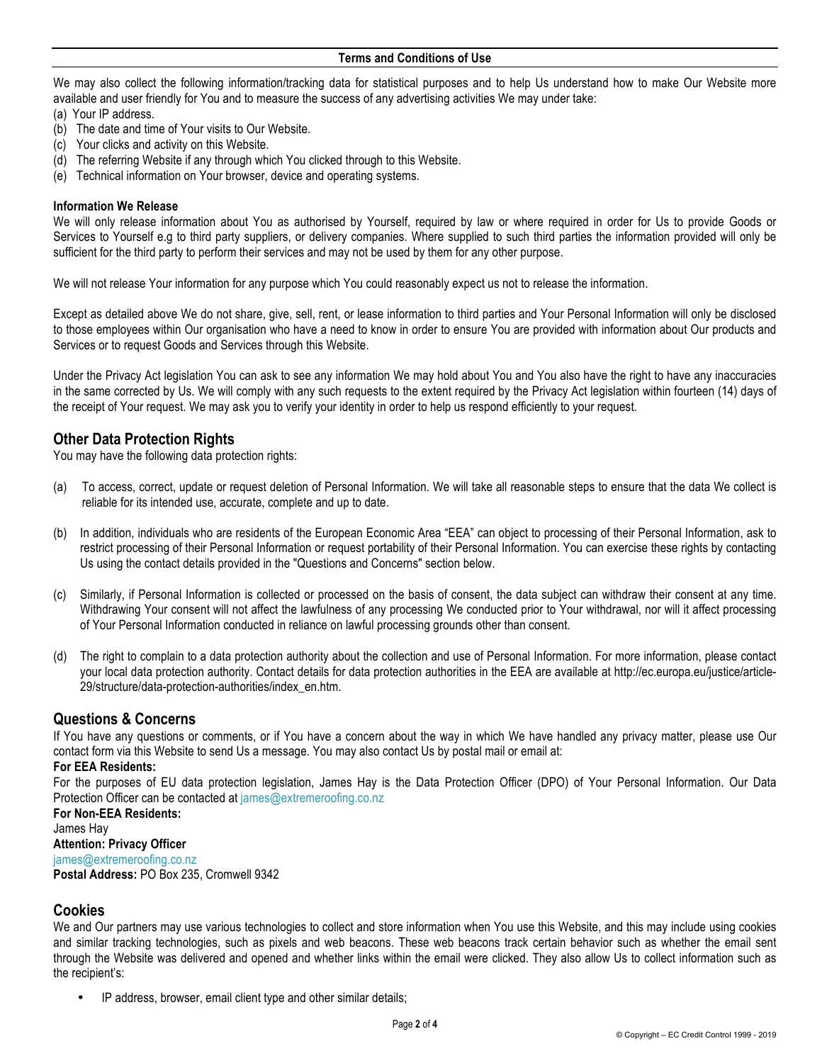We may also collect the following information/tracking data for statistical purposes and to help Us understand how to make Our Website more available and user friendly for You and to measure the success of any advertising activities We may under take:

(a) Your IP address.
(b) The date and time of Your visits to Our Website.
(c) Your clicks and activity on this Website.
(d) The referring Website if any through which You clicked through to this Website.
(e) Technical information on Your browser, device and operating systems.

**Information We Release**

We will only release information about You as authorised by Yourself, required by law or where required in order for Us to provide Goods or Services to Yourself e.g to third party suppliers, or delivery companies. Where supplied to such third parties the information provided will only be sufficient for the third party to perform their services and may not be used by them for any other purpose.

We will not release Your information for any purpose which You could reasonably expect us not to release the information.

Except as detailed above We do not share, give, sell, rent, or lease information to third parties and Your Personal Information will only be disclosed to those employees within Our organisation who have a need to know in order to ensure You are provided with information about Our products and Services or to request Goods and Services through this Website.

Under the Privacy Act legislation You can ask to see any information We may hold about You and You also have the right to have any inaccuracies in the same corrected by Us. We will comply with any such requests to the extent required by the Privacy Act legislation within fourteen (14) days of the receipt of Your request. We may ask you to verify your identity in order to help us respond efficiently to your request.

## Other Data Protection Rights

You may have the following data protection rights:

(a) To access, correct, update or request deletion of Personal Information. We will take all reasonable steps to ensure that the data We collect is reliable for its intended use, accurate, complete and up to date.

(b) In addition, individuals who are residents of the European Economic Area "EEA" can object to processing of their Personal Information, ask to restrict processing of their Personal Information or request portability of their Personal Information. You can exercise these rights by contacting Us using the contact details provided in the "Questions and Concerns" section below.

(c) Similarly, if Personal Information is collected or processed on the basis of consent, the data subject can withdraw their consent at any time. Withdrawing Your consent will not affect the lawfulness of any processing We conducted prior to Your withdrawal, nor will it affect processing of Your Personal Information conducted in reliance on lawful processing grounds other than consent.

(d) The right to complain to a data protection authority about the collection and use of Personal Information. For more information, please contact your local data protection authority. Contact details for data protection authorities in the EEA are available at http://ec.europa.eu/justice/article-29/structure/data-protection-authorities/index_en.htm.

## Questions & Concerns

If You have any questions or comments, or if You have a concern about the way in which We have handled any privacy matter, please use Our contact form via this Website to send Us a message. You may also contact Us by postal mail or email at:

**For EEA Residents:**

For the purposes of EU data protection legislation, James Hay is the Data Protection Officer (DPO) of Your Personal Information. Our Data Protection Officer can be contacted at james@extremeroofing.co.nz

**For Non-EEA Residents:**

James Hay

**Attention: Privacy Officer**

james@extremeroofing.co.nz

**Postal Address:** PO Box 235, Cromwell 9342

## Cookies

We and Our partners may use various technologies to collect and store information when You use this Website, and this may include using cookies and similar tracking technologies, such as pixels and web beacons. These web beacons track certain behavior such as whether the email sent through the Website was delivered and opened and whether links within the email were clicked. They also allow Us to collect information such as the recipient's:

- IP address, browser, email client type and other similar details;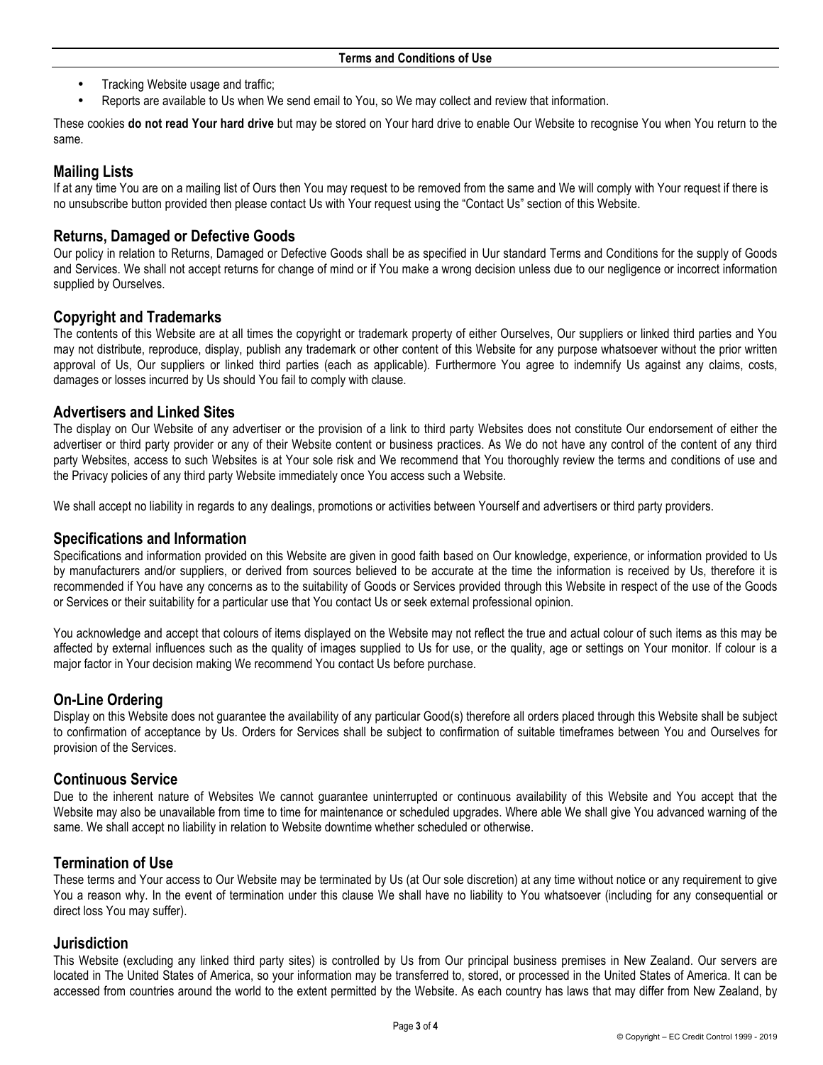- Tracking Website usage and traffic;
- Reports are available to Us when We send email to You, so We may collect and review that information.

These cookies **do not read Your hard drive** but may be stored on Your hard drive to enable Our Website to recognise You when You return to the same.

## Mailing Lists

If at any time You are on a mailing list of Ours then You may request to be removed from the same and We will comply with Your request if there is no unsubscribe button provided then please contact Us with Your request using the "Contact Us" section of this Website.

## Returns, Damaged or Defective Goods

Our policy in relation to Returns, Damaged or Defective Goods shall be as specified in Uur standard Terms and Conditions for the supply of Goods and Services. We shall not accept returns for change of mind or if You make a wrong decision unless due to our negligence or incorrect information supplied by Ourselves.

## Copyright and Trademarks

The contents of this Website are at all times the copyright or trademark property of either Ourselves, Our suppliers or linked third parties and You may not distribute, reproduce, display, publish any trademark or other content of this Website for any purpose whatsoever without the prior written approval of Us, Our suppliers or linked third parties (each as applicable). Furthermore You agree to indemnify Us against any claims, costs, damages or losses incurred by Us should You fail to comply with clause.

## Advertisers and Linked Sites

The display on Our Website of any advertiser or the provision of a link to third party Websites does not constitute Our endorsement of either the advertiser or third party provider or any of their Website content or business practices. As We do not have any control of the content of any third party Websites, access to such Websites is at Your sole risk and We recommend that You thoroughly review the terms and conditions of use and the Privacy policies of any third party Website immediately once You access such a Website.

We shall accept no liability in regards to any dealings, promotions or activities between Yourself and advertisers or third party providers.

## Specifications and Information

Specifications and information provided on this Website are given in good faith based on Our knowledge, experience, or information provided to Us by manufacturers and/or suppliers, or derived from sources believed to be accurate at the time the information is received by Us, therefore it is recommended if You have any concerns as to the suitability of Goods or Services provided through this Website in respect of the use of the Goods or Services or their suitability for a particular use that You contact Us or seek external professional opinion.

You acknowledge and accept that colours of items displayed on the Website may not reflect the true and actual colour of such items as this may be affected by external influences such as the quality of images supplied to Us for use, or the quality, age or settings on Your monitor. If colour is a major factor in Your decision making We recommend You contact Us before purchase.

## On-Line Ordering

Display on this Website does not guarantee the availability of any particular Good(s) therefore all orders placed through this Website shall be subject to confirmation of acceptance by Us. Orders for Services shall be subject to confirmation of suitable timeframes between You and Ourselves for provision of the Services.

## Continuous Service

Due to the inherent nature of Websites We cannot guarantee uninterrupted or continuous availability of this Website and You accept that the Website may also be unavailable from time to time for maintenance or scheduled upgrades. Where able We shall give You advanced warning of the same. We shall accept no liability in relation to Website downtime whether scheduled or otherwise.

## Termination of Use

These terms and Your access to Our Website may be terminated by Us (at Our sole discretion) at any time without notice or any requirement to give You a reason why. In the event of termination under this clause We shall have no liability to You whatsoever (including for any consequential or direct loss You may suffer).

## Jurisdiction

This Website (excluding any linked third party sites) is controlled by Us from Our principal business premises in New Zealand. Our servers are located in The United States of America, so your information may be transferred to, stored, or processed in the United States of America. It can be accessed from countries around the world to the extent permitted by the Website. As each country has laws that may differ from New Zealand, by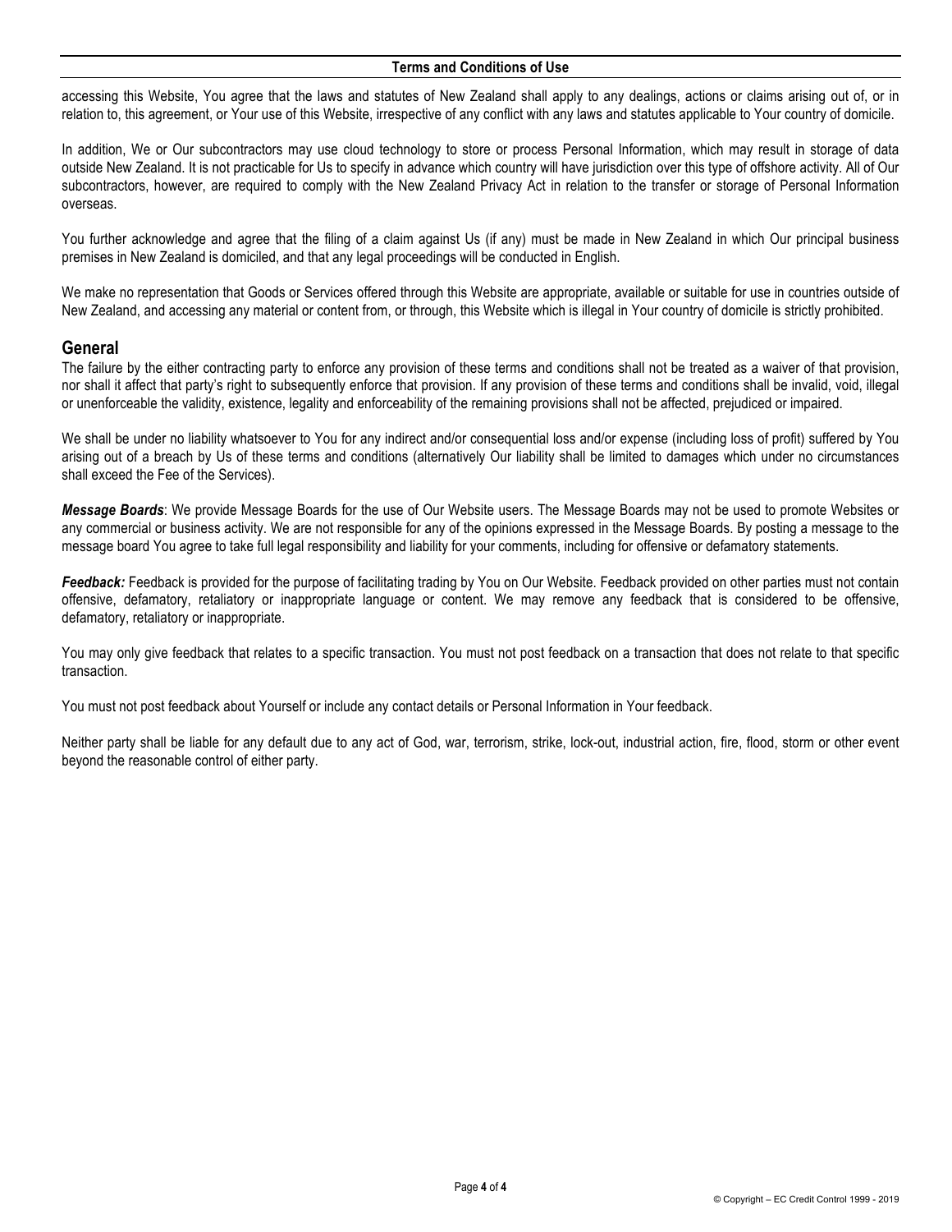accessing this Website, You agree that the laws and statutes of New Zealand shall apply to any dealings, actions or claims arising out of, or in relation to, this agreement, or Your use of this Website, irrespective of any conflict with any laws and statutes applicable to Your country of domicile.

In addition, We or Our subcontractors may use cloud technology to store or process Personal Information, which may result in storage of data outside New Zealand. It is not practicable for Us to specify in advance which country will have jurisdiction over this type of offshore activity. All of Our subcontractors, however, are required to comply with the New Zealand Privacy Act in relation to the transfer or storage of Personal Information overseas.

You further acknowledge and agree that the filing of a claim against Us (if any) must be made in New Zealand in which Our principal business premises in New Zealand is domiciled, and that any legal proceedings will be conducted in English.

We make no representation that Goods or Services offered through this Website are appropriate, available or suitable for use in countries outside of New Zealand, and accessing any material or content from, or through, this Website which is illegal in Your country of domicile is strictly prohibited.

## General

The failure by the either contracting party to enforce any provision of these terms and conditions shall not be treated as a waiver of that provision, nor shall it affect that party's right to subsequently enforce that provision. If any provision of these terms and conditions shall be invalid, void, illegal or unenforceable the validity, existence, legality and enforceability of the remaining provisions shall not be affected, prejudiced or impaired.

We shall be under no liability whatsoever to You for any indirect and/or consequential loss and/or expense (including loss of profit) suffered by You arising out of a breach by Us of these terms and conditions (alternatively Our liability shall be limited to damages which under no circumstances shall exceed the Fee of the Services).

***Message Boards***: We provide Message Boards for the use of Our Website users. The Message Boards may not be used to promote Websites or any commercial or business activity. We are not responsible for any of the opinions expressed in the Message Boards. By posting a message to the message board You agree to take full legal responsibility and liability for your comments, including for offensive or defamatory statements.

***Feedback:*** Feedback is provided for the purpose of facilitating trading by You on Our Website. Feedback provided on other parties must not contain offensive, defamatory, retaliatory or inappropriate language or content. We may remove any feedback that is considered to be offensive, defamatory, retaliatory or inappropriate.

You may only give feedback that relates to a specific transaction. You must not post feedback on a transaction that does not relate to that specific transaction.

You must not post feedback about Yourself or include any contact details or Personal Information in Your feedback.

Neither party shall be liable for any default due to any act of God, war, terrorism, strike, lock-out, industrial action, fire, flood, storm or other event beyond the reasonable control of either party.